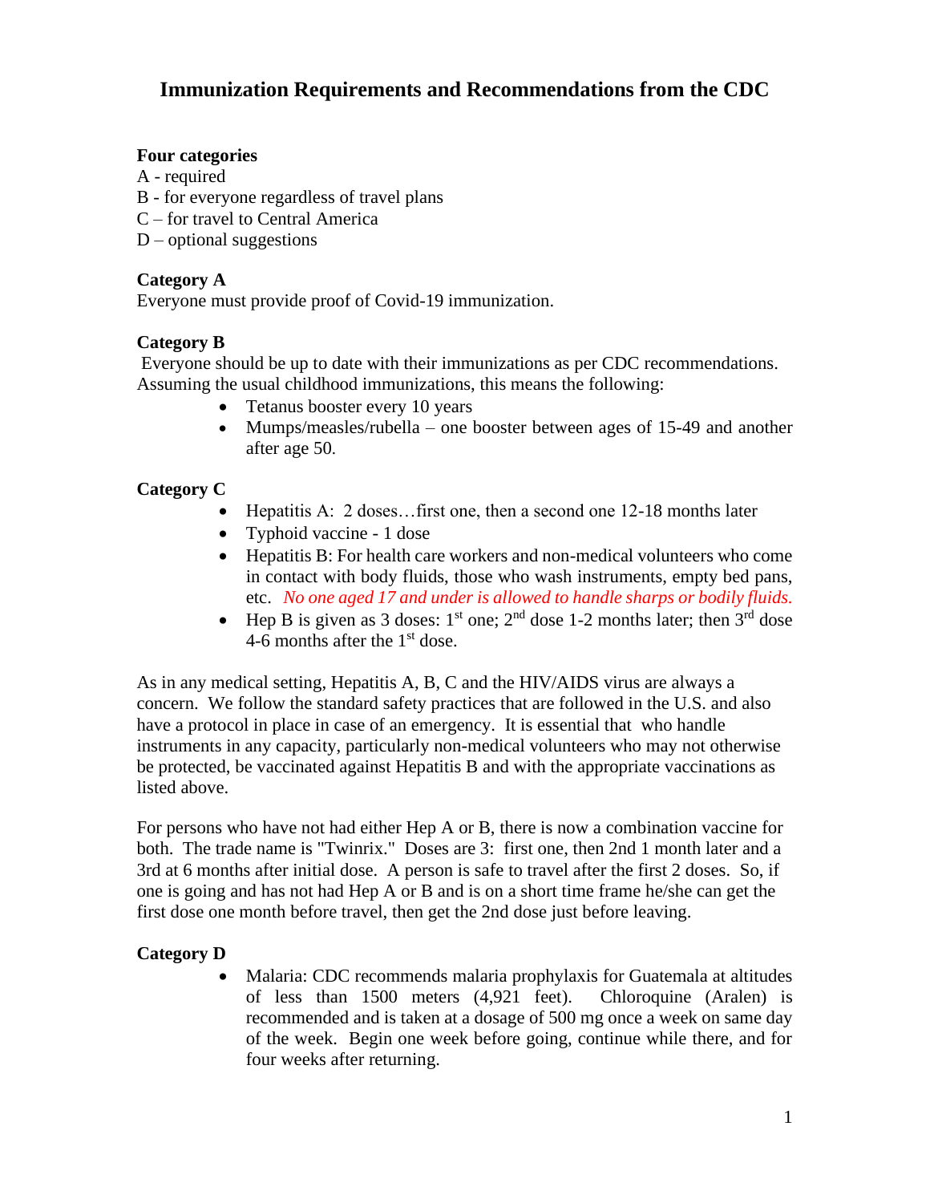# Immunization Requirements and Recommendations from the CDC

**Four categories**
A - required
B - for everyone regardless of travel plans
C – for travel to Central America
D – optional suggestions

**Category A**
Everyone must provide proof of Covid-19 immunization.

**Category B**
Everyone should be up to date with their immunizations as per CDC recommendations. Assuming the usual childhood immunizations, this means the following:

- Tetanus booster every 10 years
- Mumps/measles/rubella – one booster between ages of 15-49 and another after age 50.

**Category C**

- Hepatitis A: 2 doses…first one, then a second one 12-18 months later
- Typhoid vaccine - 1 dose
- Hepatitis B: For health care workers and non-medical volunteers who come in contact with body fluids, those who wash instruments, empty bed pans, etc. *No one aged 17 and under is allowed to handle sharps or bodily fluids.*
- Hep B is given as 3 doses: 1st one; 2nd dose 1-2 months later; then 3rd dose 4-6 months after the 1st dose.

As in any medical setting, Hepatitis A, B, C and the HIV/AIDS virus are always a concern. We follow the standard safety practices that are followed in the U.S. and also have a protocol in place in case of an emergency. It is essential that who handle instruments in any capacity, particularly non-medical volunteers who may not otherwise be protected, be vaccinated against Hepatitis B and with the appropriate vaccinations as listed above.

For persons who have not had either Hep A or B, there is now a combination vaccine for both. The trade name is "Twinrix." Doses are 3: first one, then 2nd 1 month later and a 3rd at 6 months after initial dose. A person is safe to travel after the first 2 doses. So, if one is going and has not had Hep A or B and is on a short time frame he/she can get the first dose one month before travel, then get the 2nd dose just before leaving.

**Category D**

- Malaria: CDC recommends malaria prophylaxis for Guatemala at altitudes of less than 1500 meters (4,921 feet). Chloroquine (Aralen) is recommended and is taken at a dosage of 500 mg once a week on same day of the week. Begin one week before going, continue while there, and for four weeks after returning.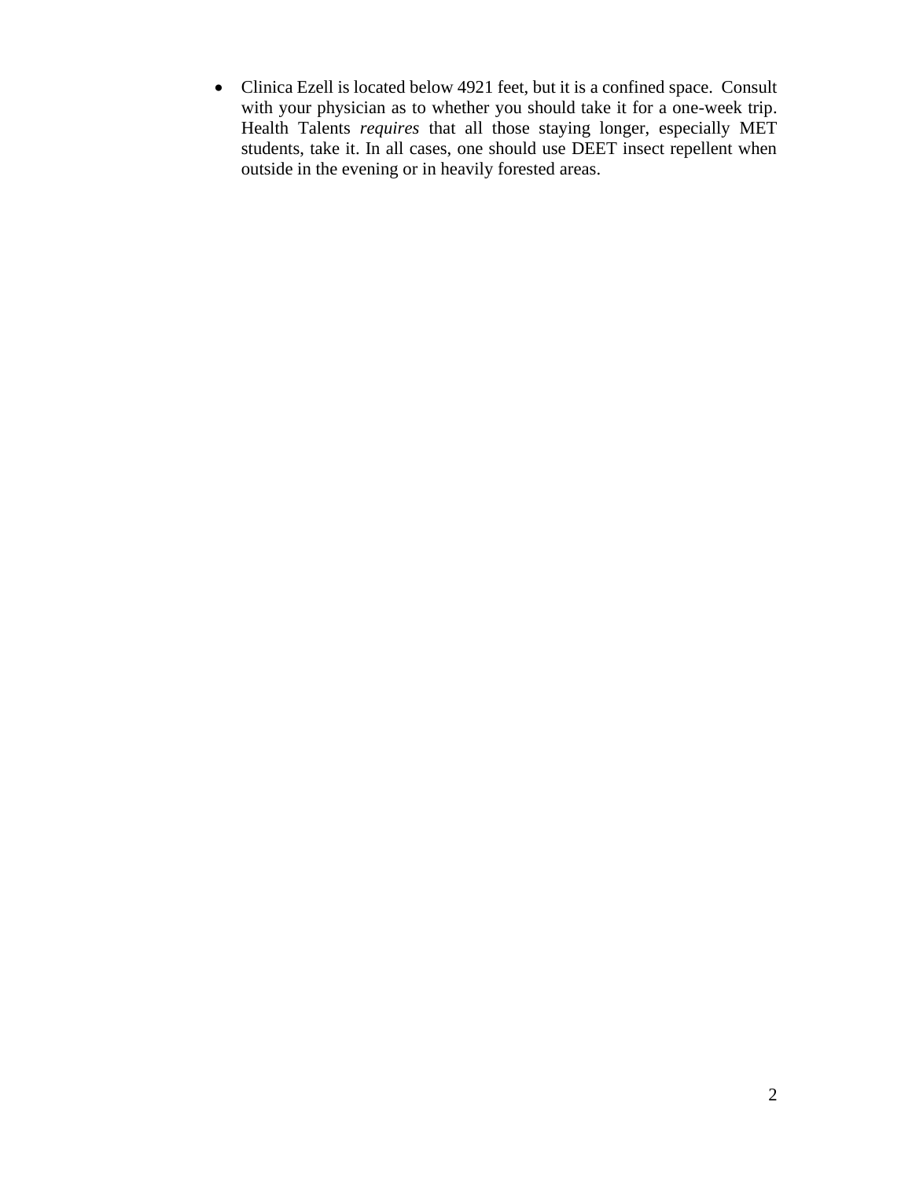- Clinica Ezell is located below 4921 feet, but it is a confined space. Consult with your physician as to whether you should take it for a one-week trip. Health Talents *requires* that all those staying longer, especially MET students, take it. In all cases, one should use DEET insect repellent when outside in the evening or in heavily forested areas.